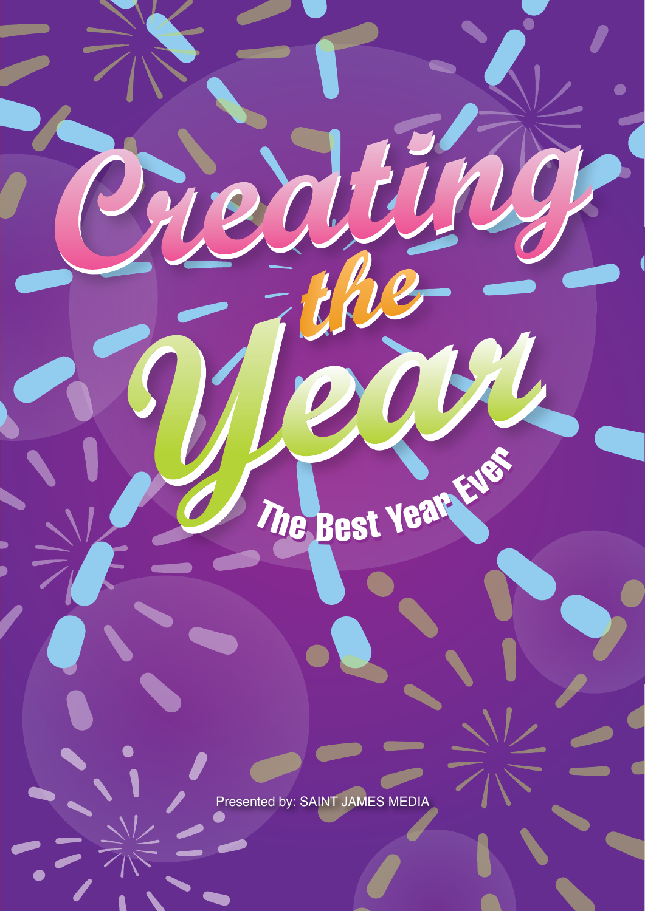# Creating the Year

## The Best Year Ever

Presented by: SAINT JAMES MEDIA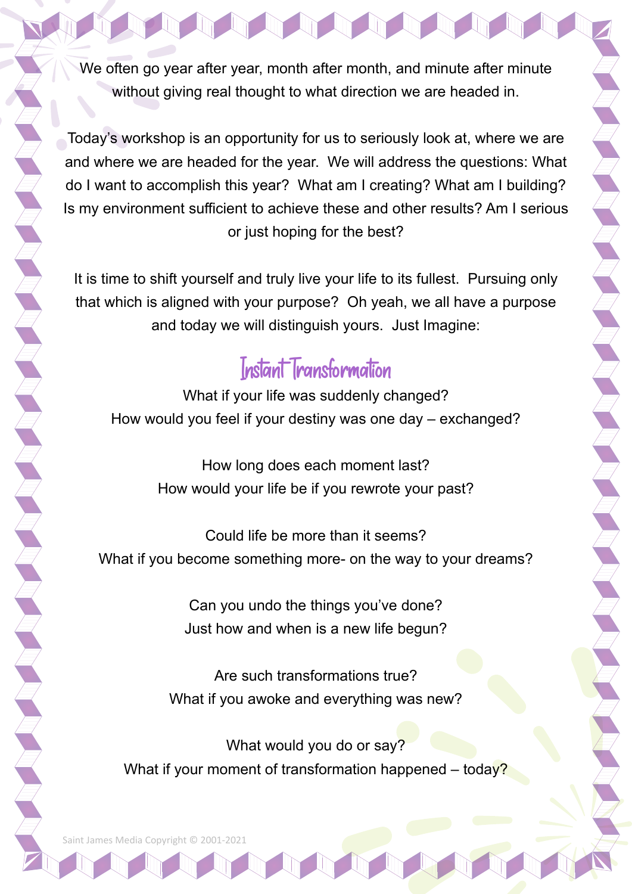We often go year after year, month after month, and minute after minute without giving real thought to what direction we are headed in.

Today's workshop is an opportunity for us to seriously look at, where we are and where we are headed for the year. We will address the questions: What do I want to accomplish this year? What am I creating? What am I building? Is my environment sufficient to achieve these and other results? Am I serious or just hoping for the best?

It is time to shift yourself and truly live your life to its fullest. Pursuing only that which is aligned with your purpose? Oh yeah, we all have a purpose and today we will distinguish yours. Just Imagine:

## Instant Transformation

What if your life was suddenly changed?
How would you feel if your destiny was one day – exchanged?

How long does each moment last?
How would your life be if you rewrote your past?

Could life be more than it seems?
What if you become something more- on the way to your dreams?

Can you undo the things you've done?
Just how and when is a new life begun?

Are such transformations true?
What if you awoke and everything was new?

What would you do or say?
What if your moment of transformation happened – today?

Saint James Media Copyright © 2001-2021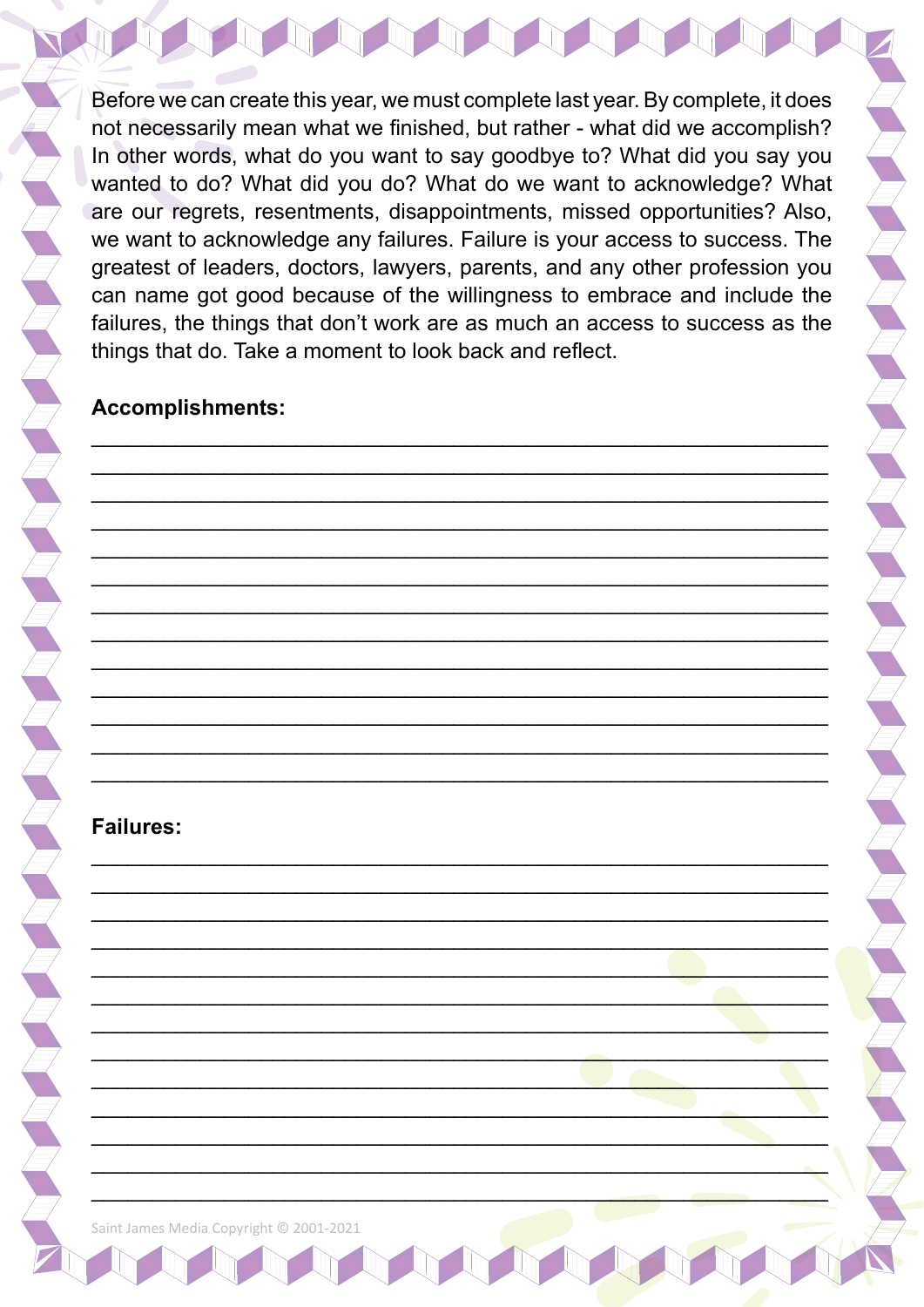Before we can create this year, we must complete last year. By complete, it does not necessarily mean what we finished, but rather - what did we accomplish? In other words, what do you want to say goodbye to? What did you say you wanted to do? What did you do? What do we want to acknowledge? What are our regrets, resentments, disappointments, missed opportunities? Also, we want to acknowledge any failures. Failure is your access to success. The greatest of leaders, doctors, lawyers, parents, and any other profession you can name got good because of the willingness to embrace and include the failures, the things that don't work are as much an access to success as the things that do. Take a moment to look back and reflect.

**Accomplishments:**

\_\_\_\_\_\_\_\_\_\_\_\_\_\_\_\_\_\_\_\_\_\_\_\_\_\_\_\_\_\_\_\_\_\_\_\_\_\_\_\_\_\_\_\_\_\_\_\_\_\_\_\_\_\_\_\_\_\_\_\_
\_\_\_\_\_\_\_\_\_\_\_\_\_\_\_\_\_\_\_\_\_\_\_\_\_\_\_\_\_\_\_\_\_\_\_\_\_\_\_\_\_\_\_\_\_\_\_\_\_\_\_\_\_\_\_\_\_\_\_\_
\_\_\_\_\_\_\_\_\_\_\_\_\_\_\_\_\_\_\_\_\_\_\_\_\_\_\_\_\_\_\_\_\_\_\_\_\_\_\_\_\_\_\_\_\_\_\_\_\_\_\_\_\_\_\_\_\_\_\_\_
\_\_\_\_\_\_\_\_\_\_\_\_\_\_\_\_\_\_\_\_\_\_\_\_\_\_\_\_\_\_\_\_\_\_\_\_\_\_\_\_\_\_\_\_\_\_\_\_\_\_\_\_\_\_\_\_\_\_\_\_
\_\_\_\_\_\_\_\_\_\_\_\_\_\_\_\_\_\_\_\_\_\_\_\_\_\_\_\_\_\_\_\_\_\_\_\_\_\_\_\_\_\_\_\_\_\_\_\_\_\_\_\_\_\_\_\_\_\_\_\_
\_\_\_\_\_\_\_\_\_\_\_\_\_\_\_\_\_\_\_\_\_\_\_\_\_\_\_\_\_\_\_\_\_\_\_\_\_\_\_\_\_\_\_\_\_\_\_\_\_\_\_\_\_\_\_\_\_\_\_\_
\_\_\_\_\_\_\_\_\_\_\_\_\_\_\_\_\_\_\_\_\_\_\_\_\_\_\_\_\_\_\_\_\_\_\_\_\_\_\_\_\_\_\_\_\_\_\_\_\_\_\_\_\_\_\_\_\_\_\_\_
\_\_\_\_\_\_\_\_\_\_\_\_\_\_\_\_\_\_\_\_\_\_\_\_\_\_\_\_\_\_\_\_\_\_\_\_\_\_\_\_\_\_\_\_\_\_\_\_\_\_\_\_\_\_\_\_\_\_\_\_
\_\_\_\_\_\_\_\_\_\_\_\_\_\_\_\_\_\_\_\_\_\_\_\_\_\_\_\_\_\_\_\_\_\_\_\_\_\_\_\_\_\_\_\_\_\_\_\_\_\_\_\_\_\_\_\_\_\_\_\_
\_\_\_\_\_\_\_\_\_\_\_\_\_\_\_\_\_\_\_\_\_\_\_\_\_\_\_\_\_\_\_\_\_\_\_\_\_\_\_\_\_\_\_\_\_\_\_\_\_\_\_\_\_\_\_\_\_\_\_\_
\_\_\_\_\_\_\_\_\_\_\_\_\_\_\_\_\_\_\_\_\_\_\_\_\_\_\_\_\_\_\_\_\_\_\_\_\_\_\_\_\_\_\_\_\_\_\_\_\_\_\_\_\_\_\_\_\_\_\_\_
\_\_\_\_\_\_\_\_\_\_\_\_\_\_\_\_\_\_\_\_\_\_\_\_\_\_\_\_\_\_\_\_\_\_\_\_\_\_\_\_\_\_\_\_\_\_\_\_\_\_\_\_\_\_\_\_\_\_\_\_
\_\_\_\_\_\_\_\_\_\_\_\_\_\_\_\_\_\_\_\_\_\_\_\_\_\_\_\_\_\_\_\_\_\_\_\_\_\_\_\_\_\_\_\_\_\_\_\_\_\_\_\_\_\_\_\_\_\_\_\_

**Failures:**

\_\_\_\_\_\_\_\_\_\_\_\_\_\_\_\_\_\_\_\_\_\_\_\_\_\_\_\_\_\_\_\_\_\_\_\_\_\_\_\_\_\_\_\_\_\_\_\_\_\_\_\_\_\_\_\_\_\_\_\_
\_\_\_\_\_\_\_\_\_\_\_\_\_\_\_\_\_\_\_\_\_\_\_\_\_\_\_\_\_\_\_\_\_\_\_\_\_\_\_\_\_\_\_\_\_\_\_\_\_\_\_\_\_\_\_\_\_\_\_\_
\_\_\_\_\_\_\_\_\_\_\_\_\_\_\_\_\_\_\_\_\_\_\_\_\_\_\_\_\_\_\_\_\_\_\_\_\_\_\_\_\_\_\_\_\_\_\_\_\_\_\_\_\_\_\_\_\_\_\_\_
\_\_\_\_\_\_\_\_\_\_\_\_\_\_\_\_\_\_\_\_\_\_\_\_\_\_\_\_\_\_\_\_\_\_\_\_\_\_\_\_\_\_\_\_\_\_\_\_\_\_\_\_\_\_\_\_\_\_\_\_
\_\_\_\_\_\_\_\_\_\_\_\_\_\_\_\_\_\_\_\_\_\_\_\_\_\_\_\_\_\_\_\_\_\_\_\_\_\_\_\_\_\_\_\_\_\_\_\_\_\_\_\_\_\_\_\_\_\_\_\_
\_\_\_\_\_\_\_\_\_\_\_\_\_\_\_\_\_\_\_\_\_\_\_\_\_\_\_\_\_\_\_\_\_\_\_\_\_\_\_\_\_\_\_\_\_\_\_\_\_\_\_\_\_\_\_\_\_\_\_\_
\_\_\_\_\_\_\_\_\_\_\_\_\_\_\_\_\_\_\_\_\_\_\_\_\_\_\_\_\_\_\_\_\_\_\_\_\_\_\_\_\_\_\_\_\_\_\_\_\_\_\_\_\_\_\_\_\_\_\_\_
\_\_\_\_\_\_\_\_\_\_\_\_\_\_\_\_\_\_\_\_\_\_\_\_\_\_\_\_\_\_\_\_\_\_\_\_\_\_\_\_\_\_\_\_\_\_\_\_\_\_\_\_\_\_\_\_\_\_\_\_
\_\_\_\_\_\_\_\_\_\_\_\_\_\_\_\_\_\_\_\_\_\_\_\_\_\_\_\_\_\_\_\_\_\_\_\_\_\_\_\_\_\_\_\_\_\_\_\_\_\_\_\_\_\_\_\_\_\_\_\_
\_\_\_\_\_\_\_\_\_\_\_\_\_\_\_\_\_\_\_\_\_\_\_\_\_\_\_\_\_\_\_\_\_\_\_\_\_\_\_\_\_\_\_\_\_\_\_\_\_\_\_\_\_\_\_\_\_\_\_\_
\_\_\_\_\_\_\_\_\_\_\_\_\_\_\_\_\_\_\_\_\_\_\_\_\_\_\_\_\_\_\_\_\_\_\_\_\_\_\_\_\_\_\_\_\_\_\_\_\_\_\_\_\_\_\_\_\_\_\_\_
\_\_\_\_\_\_\_\_\_\_\_\_\_\_\_\_\_\_\_\_\_\_\_\_\_\_\_\_\_\_\_\_\_\_\_\_\_\_\_\_\_\_\_\_\_\_\_\_\_\_\_\_\_\_\_\_\_\_\_\_
\_\_\_\_\_\_\_\_\_\_\_\_\_\_\_\_\_\_\_\_\_\_\_\_\_\_\_\_\_\_\_\_\_\_\_\_\_\_\_\_\_\_\_\_\_\_\_\_\_\_\_\_\_\_\_\_\_\_\_\_

Saint James Media Copyright © 2001-2021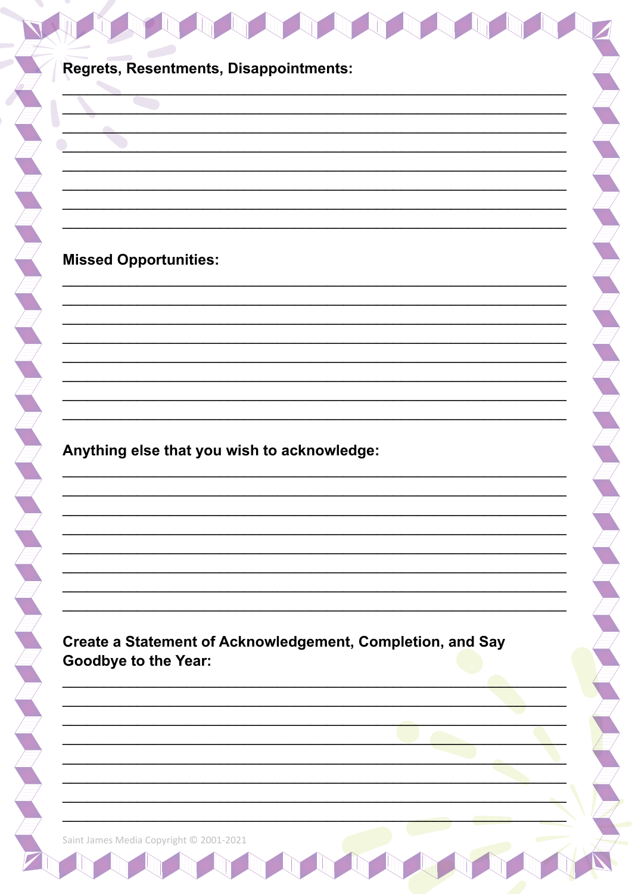**Regrets, Resentments, Disappointments:**

________________________________________________________________________
________________________________________________________________________
________________________________________________________________________
________________________________________________________________________
________________________________________________________________________
________________________________________________________________________
________________________________________________________________________
________________________________________________________________________

**Missed Opportunities:**

________________________________________________________________________
________________________________________________________________________
________________________________________________________________________
________________________________________________________________________
________________________________________________________________________
________________________________________________________________________
________________________________________________________________________
________________________________________________________________________

**Anything else that you wish to acknowledge:**

________________________________________________________________________
________________________________________________________________________
________________________________________________________________________
________________________________________________________________________
________________________________________________________________________
________________________________________________________________________
________________________________________________________________________
________________________________________________________________________

**Create a Statement of Acknowledgement, Completion, and Say Goodbye to the Year:**

________________________________________________________________________
________________________________________________________________________
________________________________________________________________________
________________________________________________________________________
________________________________________________________________________
________________________________________________________________________
________________________________________________________________________
________________________________________________________________________

Saint James Media Copyright © 2001-2021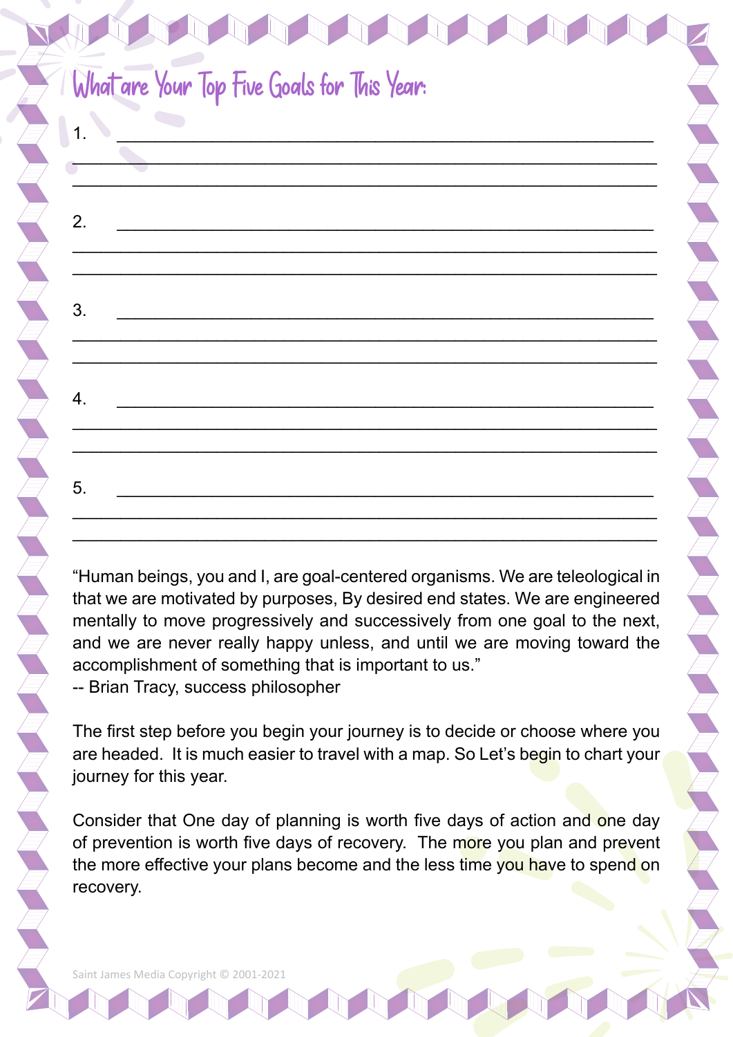# What are Your Top Five Goals for This Year:

1. ______________________________________________________
_____________________________________________________________
_____________________________________________________________

2. ______________________________________________________
_____________________________________________________________
_____________________________________________________________

3. ______________________________________________________
_____________________________________________________________
_____________________________________________________________

4. ______________________________________________________
_____________________________________________________________
_____________________________________________________________

5. ______________________________________________________
_____________________________________________________________
_____________________________________________________________

"Human beings, you and I, are goal-centered organisms. We are teleological in that we are motivated by purposes, By desired end states. We are engineered mentally to move progressively and successively from one goal to the next, and we are never really happy unless, and until we are moving toward the accomplishment of something that is important to us."
-- Brian Tracy, success philosopher

The first step before you begin your journey is to decide or choose where you are headed. It is much easier to travel with a map. So Let's begin to chart your journey for this year.

Consider that One day of planning is worth five days of action and one day of prevention is worth five days of recovery. The more you plan and prevent the more effective your plans become and the less time you have to spend on recovery.

Saint James Media Copyright © 2001-2021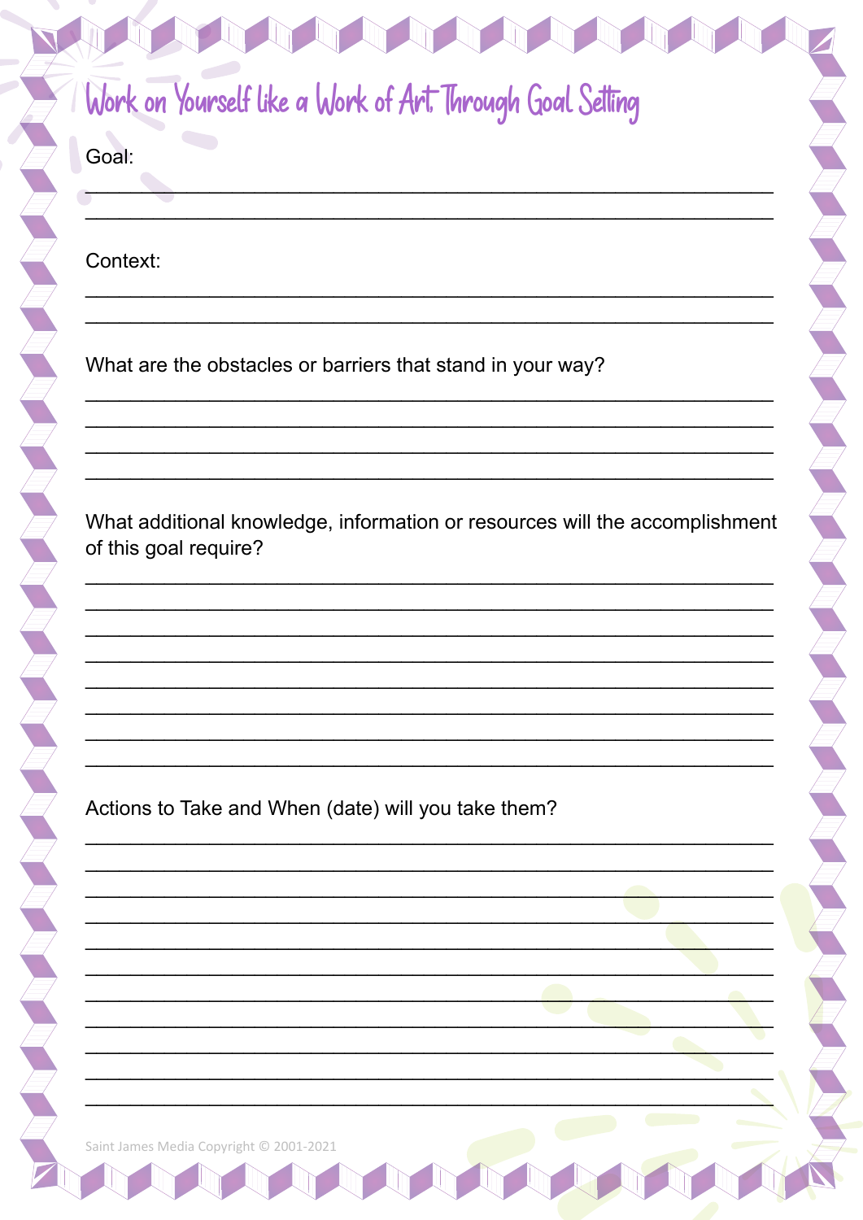# Work on Yourself like a Work of Art Through Goal Setting

Goal:

\_\_\_\_\_\_\_\_\_\_\_\_\_\_\_\_\_\_\_\_\_\_\_\_\_\_\_\_\_\_\_\_\_\_\_\_\_\_\_\_\_\_\_\_\_\_\_\_\_\_\_\_\_\_\_\_\_\_\_\_
\_\_\_\_\_\_\_\_\_\_\_\_\_\_\_\_\_\_\_\_\_\_\_\_\_\_\_\_\_\_\_\_\_\_\_\_\_\_\_\_\_\_\_\_\_\_\_\_\_\_\_\_\_\_\_\_\_\_\_\_

Context:

\_\_\_\_\_\_\_\_\_\_\_\_\_\_\_\_\_\_\_\_\_\_\_\_\_\_\_\_\_\_\_\_\_\_\_\_\_\_\_\_\_\_\_\_\_\_\_\_\_\_\_\_\_\_\_\_\_\_\_\_
\_\_\_\_\_\_\_\_\_\_\_\_\_\_\_\_\_\_\_\_\_\_\_\_\_\_\_\_\_\_\_\_\_\_\_\_\_\_\_\_\_\_\_\_\_\_\_\_\_\_\_\_\_\_\_\_\_\_\_\_

What are the obstacles or barriers that stand in your way?

\_\_\_\_\_\_\_\_\_\_\_\_\_\_\_\_\_\_\_\_\_\_\_\_\_\_\_\_\_\_\_\_\_\_\_\_\_\_\_\_\_\_\_\_\_\_\_\_\_\_\_\_\_\_\_\_\_\_\_\_
\_\_\_\_\_\_\_\_\_\_\_\_\_\_\_\_\_\_\_\_\_\_\_\_\_\_\_\_\_\_\_\_\_\_\_\_\_\_\_\_\_\_\_\_\_\_\_\_\_\_\_\_\_\_\_\_\_\_\_\_
\_\_\_\_\_\_\_\_\_\_\_\_\_\_\_\_\_\_\_\_\_\_\_\_\_\_\_\_\_\_\_\_\_\_\_\_\_\_\_\_\_\_\_\_\_\_\_\_\_\_\_\_\_\_\_\_\_\_\_\_
\_\_\_\_\_\_\_\_\_\_\_\_\_\_\_\_\_\_\_\_\_\_\_\_\_\_\_\_\_\_\_\_\_\_\_\_\_\_\_\_\_\_\_\_\_\_\_\_\_\_\_\_\_\_\_\_\_\_\_\_

What additional knowledge, information or resources will the accomplishment of this goal require?

\_\_\_\_\_\_\_\_\_\_\_\_\_\_\_\_\_\_\_\_\_\_\_\_\_\_\_\_\_\_\_\_\_\_\_\_\_\_\_\_\_\_\_\_\_\_\_\_\_\_\_\_\_\_\_\_\_\_\_\_
\_\_\_\_\_\_\_\_\_\_\_\_\_\_\_\_\_\_\_\_\_\_\_\_\_\_\_\_\_\_\_\_\_\_\_\_\_\_\_\_\_\_\_\_\_\_\_\_\_\_\_\_\_\_\_\_\_\_\_\_
\_\_\_\_\_\_\_\_\_\_\_\_\_\_\_\_\_\_\_\_\_\_\_\_\_\_\_\_\_\_\_\_\_\_\_\_\_\_\_\_\_\_\_\_\_\_\_\_\_\_\_\_\_\_\_\_\_\_\_\_
\_\_\_\_\_\_\_\_\_\_\_\_\_\_\_\_\_\_\_\_\_\_\_\_\_\_\_\_\_\_\_\_\_\_\_\_\_\_\_\_\_\_\_\_\_\_\_\_\_\_\_\_\_\_\_\_\_\_\_\_
\_\_\_\_\_\_\_\_\_\_\_\_\_\_\_\_\_\_\_\_\_\_\_\_\_\_\_\_\_\_\_\_\_\_\_\_\_\_\_\_\_\_\_\_\_\_\_\_\_\_\_\_\_\_\_\_\_\_\_\_
\_\_\_\_\_\_\_\_\_\_\_\_\_\_\_\_\_\_\_\_\_\_\_\_\_\_\_\_\_\_\_\_\_\_\_\_\_\_\_\_\_\_\_\_\_\_\_\_\_\_\_\_\_\_\_\_\_\_\_\_
\_\_\_\_\_\_\_\_\_\_\_\_\_\_\_\_\_\_\_\_\_\_\_\_\_\_\_\_\_\_\_\_\_\_\_\_\_\_\_\_\_\_\_\_\_\_\_\_\_\_\_\_\_\_\_\_\_\_\_\_
\_\_\_\_\_\_\_\_\_\_\_\_\_\_\_\_\_\_\_\_\_\_\_\_\_\_\_\_\_\_\_\_\_\_\_\_\_\_\_\_\_\_\_\_\_\_\_\_\_\_\_\_\_\_\_\_\_\_\_\_

Actions to Take and When (date) will you take them?

\_\_\_\_\_\_\_\_\_\_\_\_\_\_\_\_\_\_\_\_\_\_\_\_\_\_\_\_\_\_\_\_\_\_\_\_\_\_\_\_\_\_\_\_\_\_\_\_\_\_\_\_\_\_\_\_\_\_\_\_
\_\_\_\_\_\_\_\_\_\_\_\_\_\_\_\_\_\_\_\_\_\_\_\_\_\_\_\_\_\_\_\_\_\_\_\_\_\_\_\_\_\_\_\_\_\_\_\_\_\_\_\_\_\_\_\_\_\_\_\_
\_\_\_\_\_\_\_\_\_\_\_\_\_\_\_\_\_\_\_\_\_\_\_\_\_\_\_\_\_\_\_\_\_\_\_\_\_\_\_\_\_\_\_\_\_\_\_\_\_\_\_\_\_\_\_\_\_\_\_\_
\_\_\_\_\_\_\_\_\_\_\_\_\_\_\_\_\_\_\_\_\_\_\_\_\_\_\_\_\_\_\_\_\_\_\_\_\_\_\_\_\_\_\_\_\_\_\_\_\_\_\_\_\_\_\_\_\_\_\_\_
\_\_\_\_\_\_\_\_\_\_\_\_\_\_\_\_\_\_\_\_\_\_\_\_\_\_\_\_\_\_\_\_\_\_\_\_\_\_\_\_\_\_\_\_\_\_\_\_\_\_\_\_\_\_\_\_\_\_\_\_
\_\_\_\_\_\_\_\_\_\_\_\_\_\_\_\_\_\_\_\_\_\_\_\_\_\_\_\_\_\_\_\_\_\_\_\_\_\_\_\_\_\_\_\_\_\_\_\_\_\_\_\_\_\_\_\_\_\_\_\_
\_\_\_\_\_\_\_\_\_\_\_\_\_\_\_\_\_\_\_\_\_\_\_\_\_\_\_\_\_\_\_\_\_\_\_\_\_\_\_\_\_\_\_\_\_\_\_\_\_\_\_\_\_\_\_\_\_\_\_\_
\_\_\_\_\_\_\_\_\_\_\_\_\_\_\_\_\_\_\_\_\_\_\_\_\_\_\_\_\_\_\_\_\_\_\_\_\_\_\_\_\_\_\_\_\_\_\_\_\_\_\_\_\_\_\_\_\_\_\_\_
\_\_\_\_\_\_\_\_\_\_\_\_\_\_\_\_\_\_\_\_\_\_\_\_\_\_\_\_\_\_\_\_\_\_\_\_\_\_\_\_\_\_\_\_\_\_\_\_\_\_\_\_\_\_\_\_\_\_\_\_
\_\_\_\_\_\_\_\_\_\_\_\_\_\_\_\_\_\_\_\_\_\_\_\_\_\_\_\_\_\_\_\_\_\_\_\_\_\_\_\_\_\_\_\_\_\_\_\_\_\_\_\_\_\_\_\_\_\_\_\_
\_\_\_\_\_\_\_\_\_\_\_\_\_\_\_\_\_\_\_\_\_\_\_\_\_\_\_\_\_\_\_\_\_\_\_\_\_\_\_\_\_\_\_\_\_\_\_\_\_\_\_\_\_\_\_\_\_\_\_\_

Saint James Media Copyright © 2001-2021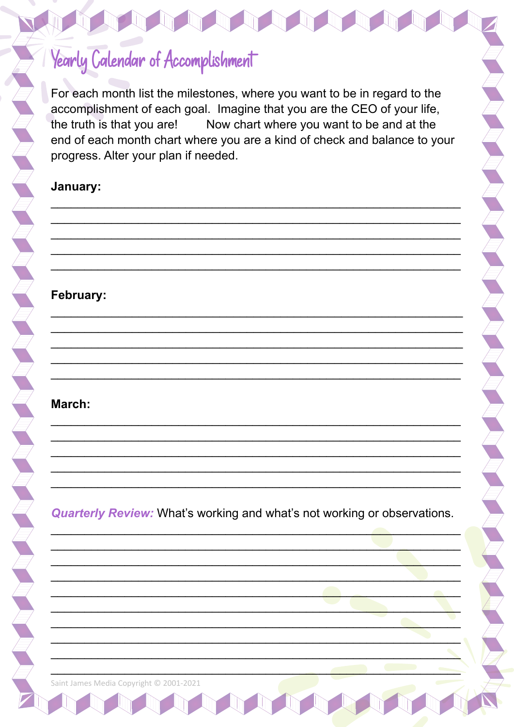# Yearly Calendar of Accomplishment

For each month list the milestones, where you want to be in regard to the accomplishment of each goal. Imagine that you are the CEO of your life, the truth is that you are! Now chart where you want to be and at the end of each month chart where you are a kind of check and balance to your progress. Alter your plan if needed.

**January:**

\_\_\_\_\_\_\_\_\_\_\_\_\_\_\_\_\_\_\_\_\_\_\_\_\_\_\_\_\_\_\_\_\_\_\_\_\_\_\_\_\_\_\_\_\_\_\_\_\_\_\_\_\_\_\_\_\_\_\_\_\_\_\_\_

\_\_\_\_\_\_\_\_\_\_\_\_\_\_\_\_\_\_\_\_\_\_\_\_\_\_\_\_\_\_\_\_\_\_\_\_\_\_\_\_\_\_\_\_\_\_\_\_\_\_\_\_\_\_\_\_\_\_\_\_\_\_\_\_

\_\_\_\_\_\_\_\_\_\_\_\_\_\_\_\_\_\_\_\_\_\_\_\_\_\_\_\_\_\_\_\_\_\_\_\_\_\_\_\_\_\_\_\_\_\_\_\_\_\_\_\_\_\_\_\_\_\_\_\_\_\_\_\_

\_\_\_\_\_\_\_\_\_\_\_\_\_\_\_\_\_\_\_\_\_\_\_\_\_\_\_\_\_\_\_\_\_\_\_\_\_\_\_\_\_\_\_\_\_\_\_\_\_\_\_\_\_\_\_\_\_\_\_\_\_\_\_\_

\_\_\_\_\_\_\_\_\_\_\_\_\_\_\_\_\_\_\_\_\_\_\_\_\_\_\_\_\_\_\_\_\_\_\_\_\_\_\_\_\_\_\_\_\_\_\_\_\_\_\_\_\_\_\_\_\_\_\_\_\_\_\_\_

**February:**

\_\_\_\_\_\_\_\_\_\_\_\_\_\_\_\_\_\_\_\_\_\_\_\_\_\_\_\_\_\_\_\_\_\_\_\_\_\_\_\_\_\_\_\_\_\_\_\_\_\_\_\_\_\_\_\_\_\_\_\_\_\_\_\_

\_\_\_\_\_\_\_\_\_\_\_\_\_\_\_\_\_\_\_\_\_\_\_\_\_\_\_\_\_\_\_\_\_\_\_\_\_\_\_\_\_\_\_\_\_\_\_\_\_\_\_\_\_\_\_\_\_\_\_\_\_\_\_\_

\_\_\_\_\_\_\_\_\_\_\_\_\_\_\_\_\_\_\_\_\_\_\_\_\_\_\_\_\_\_\_\_\_\_\_\_\_\_\_\_\_\_\_\_\_\_\_\_\_\_\_\_\_\_\_\_\_\_\_\_\_\_\_\_

\_\_\_\_\_\_\_\_\_\_\_\_\_\_\_\_\_\_\_\_\_\_\_\_\_\_\_\_\_\_\_\_\_\_\_\_\_\_\_\_\_\_\_\_\_\_\_\_\_\_\_\_\_\_\_\_\_\_\_\_\_\_\_\_

\_\_\_\_\_\_\_\_\_\_\_\_\_\_\_\_\_\_\_\_\_\_\_\_\_\_\_\_\_\_\_\_\_\_\_\_\_\_\_\_\_\_\_\_\_\_\_\_\_\_\_\_\_\_\_\_\_\_\_\_\_\_\_\_

**March:**

\_\_\_\_\_\_\_\_\_\_\_\_\_\_\_\_\_\_\_\_\_\_\_\_\_\_\_\_\_\_\_\_\_\_\_\_\_\_\_\_\_\_\_\_\_\_\_\_\_\_\_\_\_\_\_\_\_\_\_\_\_\_\_\_

\_\_\_\_\_\_\_\_\_\_\_\_\_\_\_\_\_\_\_\_\_\_\_\_\_\_\_\_\_\_\_\_\_\_\_\_\_\_\_\_\_\_\_\_\_\_\_\_\_\_\_\_\_\_\_\_\_\_\_\_\_\_\_\_

\_\_\_\_\_\_\_\_\_\_\_\_\_\_\_\_\_\_\_\_\_\_\_\_\_\_\_\_\_\_\_\_\_\_\_\_\_\_\_\_\_\_\_\_\_\_\_\_\_\_\_\_\_\_\_\_\_\_\_\_\_\_\_\_

\_\_\_\_\_\_\_\_\_\_\_\_\_\_\_\_\_\_\_\_\_\_\_\_\_\_\_\_\_\_\_\_\_\_\_\_\_\_\_\_\_\_\_\_\_\_\_\_\_\_\_\_\_\_\_\_\_\_\_\_\_\_\_\_

\_\_\_\_\_\_\_\_\_\_\_\_\_\_\_\_\_\_\_\_\_\_\_\_\_\_\_\_\_\_\_\_\_\_\_\_\_\_\_\_\_\_\_\_\_\_\_\_\_\_\_\_\_\_\_\_\_\_\_\_\_\_\_\_

***Quarterly Review:*** What's working and what's not working or observations.

\_\_\_\_\_\_\_\_\_\_\_\_\_\_\_\_\_\_\_\_\_\_\_\_\_\_\_\_\_\_\_\_\_\_\_\_\_\_\_\_\_\_\_\_\_\_\_\_\_\_\_\_\_\_\_\_\_\_\_\_\_\_\_\_

\_\_\_\_\_\_\_\_\_\_\_\_\_\_\_\_\_\_\_\_\_\_\_\_\_\_\_\_\_\_\_\_\_\_\_\_\_\_\_\_\_\_\_\_\_\_\_\_\_\_\_\_\_\_\_\_\_\_\_\_\_\_\_\_

\_\_\_\_\_\_\_\_\_\_\_\_\_\_\_\_\_\_\_\_\_\_\_\_\_\_\_\_\_\_\_\_\_\_\_\_\_\_\_\_\_\_\_\_\_\_\_\_\_\_\_\_\_\_\_\_\_\_\_\_\_\_\_\_

\_\_\_\_\_\_\_\_\_\_\_\_\_\_\_\_\_\_\_\_\_\_\_\_\_\_\_\_\_\_\_\_\_\_\_\_\_\_\_\_\_\_\_\_\_\_\_\_\_\_\_\_\_\_\_\_\_\_\_\_\_\_\_\_

\_\_\_\_\_\_\_\_\_\_\_\_\_\_\_\_\_\_\_\_\_\_\_\_\_\_\_\_\_\_\_\_\_\_\_\_\_\_\_\_\_\_\_\_\_\_\_\_\_\_\_\_\_\_\_\_\_\_\_\_\_\_\_\_

\_\_\_\_\_\_\_\_\_\_\_\_\_\_\_\_\_\_\_\_\_\_\_\_\_\_\_\_\_\_\_\_\_\_\_\_\_\_\_\_\_\_\_\_\_\_\_\_\_\_\_\_\_\_\_\_\_\_\_\_\_\_\_\_

\_\_\_\_\_\_\_\_\_\_\_\_\_\_\_\_\_\_\_\_\_\_\_\_\_\_\_\_\_\_\_\_\_\_\_\_\_\_\_\_\_\_\_\_\_\_\_\_\_\_\_\_\_\_\_\_\_\_\_\_\_\_\_\_

\_\_\_\_\_\_\_\_\_\_\_\_\_\_\_\_\_\_\_\_\_\_\_\_\_\_\_\_\_\_\_\_\_\_\_\_\_\_\_\_\_\_\_\_\_\_\_\_\_\_\_\_\_\_\_\_\_\_\_\_\_\_\_\_

\_\_\_\_\_\_\_\_\_\_\_\_\_\_\_\_\_\_\_\_\_\_\_\_\_\_\_\_\_\_\_\_\_\_\_\_\_\_\_\_\_\_\_\_\_\_\_\_\_\_\_\_\_\_\_\_\_\_\_\_\_\_\_\_

\_\_\_\_\_\_\_\_\_\_\_\_\_\_\_\_\_\_\_\_\_\_\_\_\_\_\_\_\_\_\_\_\_\_\_\_\_\_\_\_\_\_\_\_\_\_\_\_\_\_\_\_\_\_\_\_\_\_\_\_\_\_\_\_

Saint James Media Copyright © 2001-2021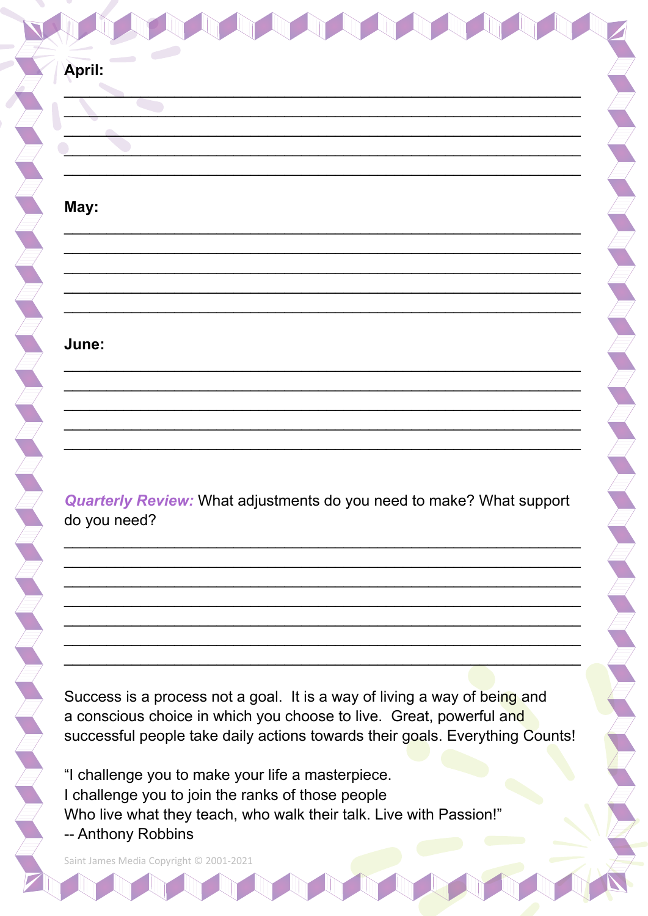**April:**

\_\_\_\_\_\_\_\_\_\_\_\_\_\_\_\_\_\_\_\_\_\_\_\_\_\_\_\_\_\_\_\_\_\_\_\_\_\_\_\_\_\_\_\_\_\_\_\_\_\_\_\_\_\_\_\_\_\_\_\_

\_\_\_\_\_\_\_\_\_\_\_\_\_\_\_\_\_\_\_\_\_\_\_\_\_\_\_\_\_\_\_\_\_\_\_\_\_\_\_\_\_\_\_\_\_\_\_\_\_\_\_\_\_\_\_\_\_\_\_\_

\_\_\_\_\_\_\_\_\_\_\_\_\_\_\_\_\_\_\_\_\_\_\_\_\_\_\_\_\_\_\_\_\_\_\_\_\_\_\_\_\_\_\_\_\_\_\_\_\_\_\_\_\_\_\_\_\_\_\_\_

\_\_\_\_\_\_\_\_\_\_\_\_\_\_\_\_\_\_\_\_\_\_\_\_\_\_\_\_\_\_\_\_\_\_\_\_\_\_\_\_\_\_\_\_\_\_\_\_\_\_\_\_\_\_\_\_\_\_\_\_

\_\_\_\_\_\_\_\_\_\_\_\_\_\_\_\_\_\_\_\_\_\_\_\_\_\_\_\_\_\_\_\_\_\_\_\_\_\_\_\_\_\_\_\_\_\_\_\_\_\_\_\_\_\_\_\_\_\_\_\_

**May:**

\_\_\_\_\_\_\_\_\_\_\_\_\_\_\_\_\_\_\_\_\_\_\_\_\_\_\_\_\_\_\_\_\_\_\_\_\_\_\_\_\_\_\_\_\_\_\_\_\_\_\_\_\_\_\_\_\_\_\_\_

\_\_\_\_\_\_\_\_\_\_\_\_\_\_\_\_\_\_\_\_\_\_\_\_\_\_\_\_\_\_\_\_\_\_\_\_\_\_\_\_\_\_\_\_\_\_\_\_\_\_\_\_\_\_\_\_\_\_\_\_

\_\_\_\_\_\_\_\_\_\_\_\_\_\_\_\_\_\_\_\_\_\_\_\_\_\_\_\_\_\_\_\_\_\_\_\_\_\_\_\_\_\_\_\_\_\_\_\_\_\_\_\_\_\_\_\_\_\_\_\_

\_\_\_\_\_\_\_\_\_\_\_\_\_\_\_\_\_\_\_\_\_\_\_\_\_\_\_\_\_\_\_\_\_\_\_\_\_\_\_\_\_\_\_\_\_\_\_\_\_\_\_\_\_\_\_\_\_\_\_\_

\_\_\_\_\_\_\_\_\_\_\_\_\_\_\_\_\_\_\_\_\_\_\_\_\_\_\_\_\_\_\_\_\_\_\_\_\_\_\_\_\_\_\_\_\_\_\_\_\_\_\_\_\_\_\_\_\_\_\_\_

**June:**

\_\_\_\_\_\_\_\_\_\_\_\_\_\_\_\_\_\_\_\_\_\_\_\_\_\_\_\_\_\_\_\_\_\_\_\_\_\_\_\_\_\_\_\_\_\_\_\_\_\_\_\_\_\_\_\_\_\_\_\_

\_\_\_\_\_\_\_\_\_\_\_\_\_\_\_\_\_\_\_\_\_\_\_\_\_\_\_\_\_\_\_\_\_\_\_\_\_\_\_\_\_\_\_\_\_\_\_\_\_\_\_\_\_\_\_\_\_\_\_\_

\_\_\_\_\_\_\_\_\_\_\_\_\_\_\_\_\_\_\_\_\_\_\_\_\_\_\_\_\_\_\_\_\_\_\_\_\_\_\_\_\_\_\_\_\_\_\_\_\_\_\_\_\_\_\_\_\_\_\_\_

\_\_\_\_\_\_\_\_\_\_\_\_\_\_\_\_\_\_\_\_\_\_\_\_\_\_\_\_\_\_\_\_\_\_\_\_\_\_\_\_\_\_\_\_\_\_\_\_\_\_\_\_\_\_\_\_\_\_\_\_

\_\_\_\_\_\_\_\_\_\_\_\_\_\_\_\_\_\_\_\_\_\_\_\_\_\_\_\_\_\_\_\_\_\_\_\_\_\_\_\_\_\_\_\_\_\_\_\_\_\_\_\_\_\_\_\_\_\_\_\_

***Quarterly Review:*** What adjustments do you need to make? What support do you need?

\_\_\_\_\_\_\_\_\_\_\_\_\_\_\_\_\_\_\_\_\_\_\_\_\_\_\_\_\_\_\_\_\_\_\_\_\_\_\_\_\_\_\_\_\_\_\_\_\_\_\_\_\_\_\_\_\_\_\_\_

\_\_\_\_\_\_\_\_\_\_\_\_\_\_\_\_\_\_\_\_\_\_\_\_\_\_\_\_\_\_\_\_\_\_\_\_\_\_\_\_\_\_\_\_\_\_\_\_\_\_\_\_\_\_\_\_\_\_\_\_

\_\_\_\_\_\_\_\_\_\_\_\_\_\_\_\_\_\_\_\_\_\_\_\_\_\_\_\_\_\_\_\_\_\_\_\_\_\_\_\_\_\_\_\_\_\_\_\_\_\_\_\_\_\_\_\_\_\_\_\_

\_\_\_\_\_\_\_\_\_\_\_\_\_\_\_\_\_\_\_\_\_\_\_\_\_\_\_\_\_\_\_\_\_\_\_\_\_\_\_\_\_\_\_\_\_\_\_\_\_\_\_\_\_\_\_\_\_\_\_\_

\_\_\_\_\_\_\_\_\_\_\_\_\_\_\_\_\_\_\_\_\_\_\_\_\_\_\_\_\_\_\_\_\_\_\_\_\_\_\_\_\_\_\_\_\_\_\_\_\_\_\_\_\_\_\_\_\_\_\_\_

\_\_\_\_\_\_\_\_\_\_\_\_\_\_\_\_\_\_\_\_\_\_\_\_\_\_\_\_\_\_\_\_\_\_\_\_\_\_\_\_\_\_\_\_\_\_\_\_\_\_\_\_\_\_\_\_\_\_\_\_

\_\_\_\_\_\_\_\_\_\_\_\_\_\_\_\_\_\_\_\_\_\_\_\_\_\_\_\_\_\_\_\_\_\_\_\_\_\_\_\_\_\_\_\_\_\_\_\_\_\_\_\_\_\_\_\_\_\_\_\_

Success is a process not a goal. It is a way of living a way of being and a conscious choice in which you choose to live. Great, powerful and successful people take daily actions towards their goals. Everything Counts!

"I challenge you to make your life a masterpiece.
I challenge you to join the ranks of those people
Who live what they teach, who walk their talk. Live with Passion!"
-- Anthony Robbins

Saint James Media Copyright © 2001-2021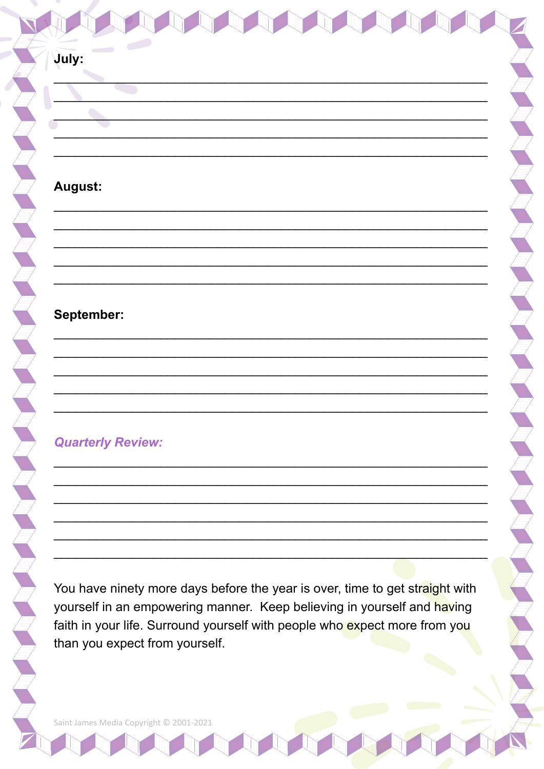**July:**

\_\_\_\_\_\_\_\_\_\_\_\_\_\_\_\_\_\_\_\_\_\_\_\_\_\_\_\_\_\_\_\_\_\_\_\_\_\_\_\_\_\_\_\_\_\_\_\_\_\_\_\_\_\_\_\_\_\_

\_\_\_\_\_\_\_\_\_\_\_\_\_\_\_\_\_\_\_\_\_\_\_\_\_\_\_\_\_\_\_\_\_\_\_\_\_\_\_\_\_\_\_\_\_\_\_\_\_\_\_\_\_\_\_\_\_\_

\_\_\_\_\_\_\_\_\_\_\_\_\_\_\_\_\_\_\_\_\_\_\_\_\_\_\_\_\_\_\_\_\_\_\_\_\_\_\_\_\_\_\_\_\_\_\_\_\_\_\_\_\_\_\_\_\_\_

\_\_\_\_\_\_\_\_\_\_\_\_\_\_\_\_\_\_\_\_\_\_\_\_\_\_\_\_\_\_\_\_\_\_\_\_\_\_\_\_\_\_\_\_\_\_\_\_\_\_\_\_\_\_\_\_\_\_

\_\_\_\_\_\_\_\_\_\_\_\_\_\_\_\_\_\_\_\_\_\_\_\_\_\_\_\_\_\_\_\_\_\_\_\_\_\_\_\_\_\_\_\_\_\_\_\_\_\_\_\_\_\_\_\_\_\_

**August:**

\_\_\_\_\_\_\_\_\_\_\_\_\_\_\_\_\_\_\_\_\_\_\_\_\_\_\_\_\_\_\_\_\_\_\_\_\_\_\_\_\_\_\_\_\_\_\_\_\_\_\_\_\_\_\_\_\_\_

\_\_\_\_\_\_\_\_\_\_\_\_\_\_\_\_\_\_\_\_\_\_\_\_\_\_\_\_\_\_\_\_\_\_\_\_\_\_\_\_\_\_\_\_\_\_\_\_\_\_\_\_\_\_\_\_\_\_

\_\_\_\_\_\_\_\_\_\_\_\_\_\_\_\_\_\_\_\_\_\_\_\_\_\_\_\_\_\_\_\_\_\_\_\_\_\_\_\_\_\_\_\_\_\_\_\_\_\_\_\_\_\_\_\_\_\_

\_\_\_\_\_\_\_\_\_\_\_\_\_\_\_\_\_\_\_\_\_\_\_\_\_\_\_\_\_\_\_\_\_\_\_\_\_\_\_\_\_\_\_\_\_\_\_\_\_\_\_\_\_\_\_\_\_\_

\_\_\_\_\_\_\_\_\_\_\_\_\_\_\_\_\_\_\_\_\_\_\_\_\_\_\_\_\_\_\_\_\_\_\_\_\_\_\_\_\_\_\_\_\_\_\_\_\_\_\_\_\_\_\_\_\_\_

**September:**

\_\_\_\_\_\_\_\_\_\_\_\_\_\_\_\_\_\_\_\_\_\_\_\_\_\_\_\_\_\_\_\_\_\_\_\_\_\_\_\_\_\_\_\_\_\_\_\_\_\_\_\_\_\_\_\_\_\_

\_\_\_\_\_\_\_\_\_\_\_\_\_\_\_\_\_\_\_\_\_\_\_\_\_\_\_\_\_\_\_\_\_\_\_\_\_\_\_\_\_\_\_\_\_\_\_\_\_\_\_\_\_\_\_\_\_\_

\_\_\_\_\_\_\_\_\_\_\_\_\_\_\_\_\_\_\_\_\_\_\_\_\_\_\_\_\_\_\_\_\_\_\_\_\_\_\_\_\_\_\_\_\_\_\_\_\_\_\_\_\_\_\_\_\_\_

\_\_\_\_\_\_\_\_\_\_\_\_\_\_\_\_\_\_\_\_\_\_\_\_\_\_\_\_\_\_\_\_\_\_\_\_\_\_\_\_\_\_\_\_\_\_\_\_\_\_\_\_\_\_\_\_\_\_

\_\_\_\_\_\_\_\_\_\_\_\_\_\_\_\_\_\_\_\_\_\_\_\_\_\_\_\_\_\_\_\_\_\_\_\_\_\_\_\_\_\_\_\_\_\_\_\_\_\_\_\_\_\_\_\_\_\_

***Quarterly Review:***

\_\_\_\_\_\_\_\_\_\_\_\_\_\_\_\_\_\_\_\_\_\_\_\_\_\_\_\_\_\_\_\_\_\_\_\_\_\_\_\_\_\_\_\_\_\_\_\_\_\_\_\_\_\_\_\_\_\_

\_\_\_\_\_\_\_\_\_\_\_\_\_\_\_\_\_\_\_\_\_\_\_\_\_\_\_\_\_\_\_\_\_\_\_\_\_\_\_\_\_\_\_\_\_\_\_\_\_\_\_\_\_\_\_\_\_\_

\_\_\_\_\_\_\_\_\_\_\_\_\_\_\_\_\_\_\_\_\_\_\_\_\_\_\_\_\_\_\_\_\_\_\_\_\_\_\_\_\_\_\_\_\_\_\_\_\_\_\_\_\_\_\_\_\_\_

\_\_\_\_\_\_\_\_\_\_\_\_\_\_\_\_\_\_\_\_\_\_\_\_\_\_\_\_\_\_\_\_\_\_\_\_\_\_\_\_\_\_\_\_\_\_\_\_\_\_\_\_\_\_\_\_\_\_

\_\_\_\_\_\_\_\_\_\_\_\_\_\_\_\_\_\_\_\_\_\_\_\_\_\_\_\_\_\_\_\_\_\_\_\_\_\_\_\_\_\_\_\_\_\_\_\_\_\_\_\_\_\_\_\_\_\_

\_\_\_\_\_\_\_\_\_\_\_\_\_\_\_\_\_\_\_\_\_\_\_\_\_\_\_\_\_\_\_\_\_\_\_\_\_\_\_\_\_\_\_\_\_\_\_\_\_\_\_\_\_\_\_\_\_\_

You have ninety more days before the year is over, time to get straight with yourself in an empowering manner. Keep believing in yourself and having faith in your life. Surround yourself with people who expect more from you than you expect from yourself.

Saint James Media Copyright © 2001-2021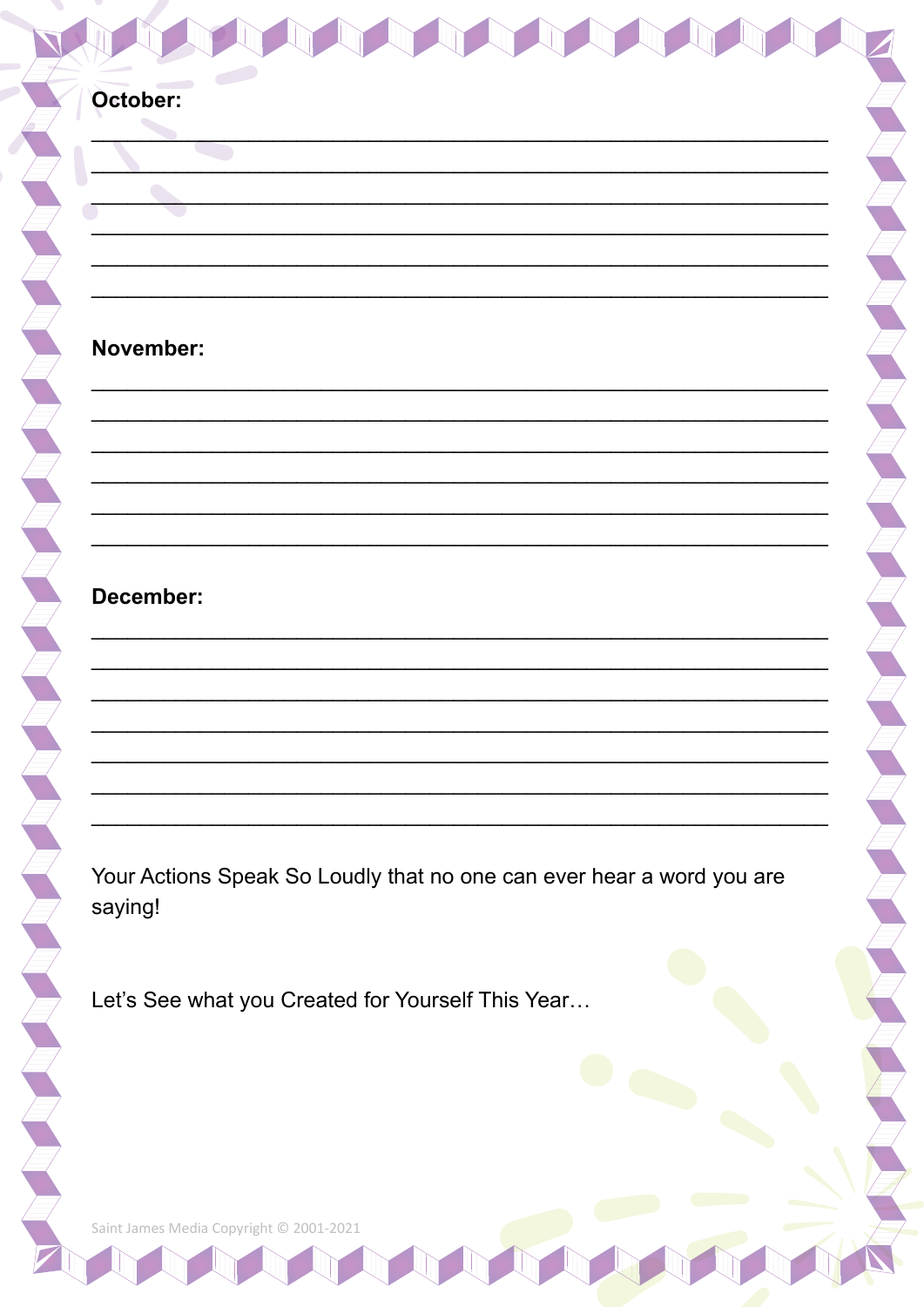**October:**

_______________________________________________________________

_______________________________________________________________

_______________________________________________________________

_______________________________________________________________

_______________________________________________________________

_______________________________________________________________

**November:**

_______________________________________________________________

_______________________________________________________________

_______________________________________________________________

_______________________________________________________________

_______________________________________________________________

_______________________________________________________________

**December:**

_______________________________________________________________

_______________________________________________________________

_______________________________________________________________

_______________________________________________________________

_______________________________________________________________

_______________________________________________________________

_______________________________________________________________

Your Actions Speak So Loudly that no one can ever hear a word you are saying!

Let's See what you Created for Yourself This Year…

Saint James Media Copyright © 2001-2021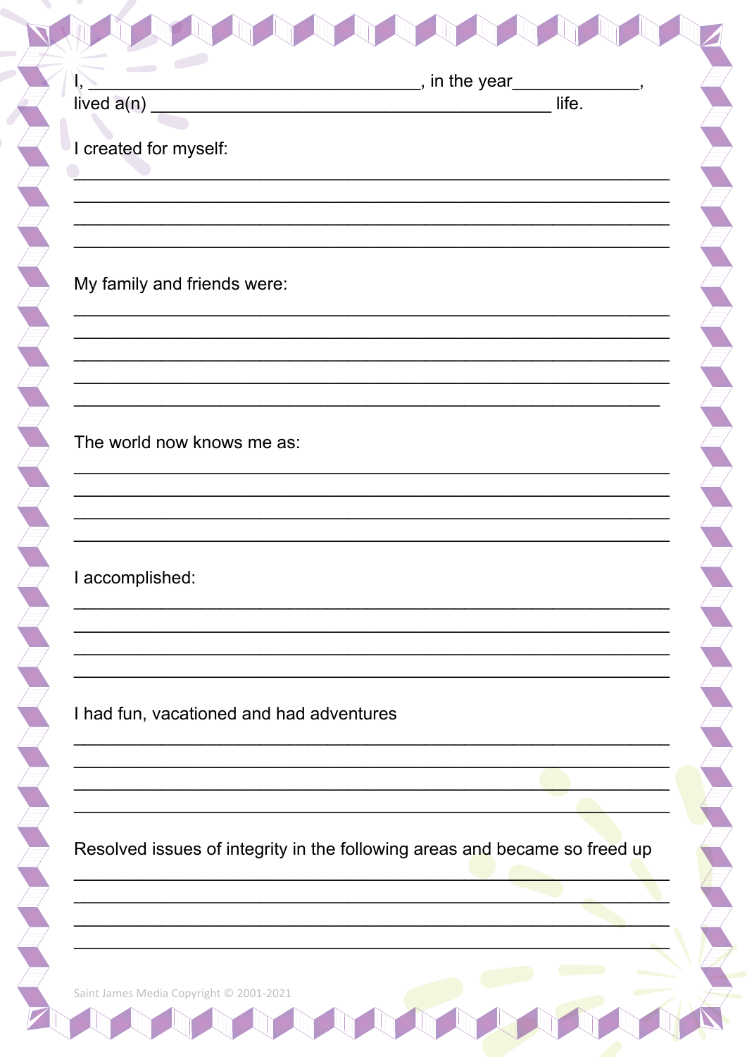I, ___________________________________, in the year_____________,
lived a(n) _________________________________________ life.

I created for myself:

_______________________________________________________________

_______________________________________________________________

_______________________________________________________________

_______________________________________________________________

My family and friends were:

_______________________________________________________________

_______________________________________________________________

_______________________________________________________________

_______________________________________________________________

_______________________________________________________________

The world now knows me as:

_______________________________________________________________

_______________________________________________________________

_______________________________________________________________

_______________________________________________________________

I accomplished:

_______________________________________________________________

_______________________________________________________________

_______________________________________________________________

_______________________________________________________________

I had fun, vacationed and had adventures

_______________________________________________________________

_______________________________________________________________

_______________________________________________________________

_______________________________________________________________

Resolved issues of integrity in the following areas and became so freed up

_______________________________________________________________

_______________________________________________________________

_______________________________________________________________

_______________________________________________________________

Saint James Media Copyright © 2001-2021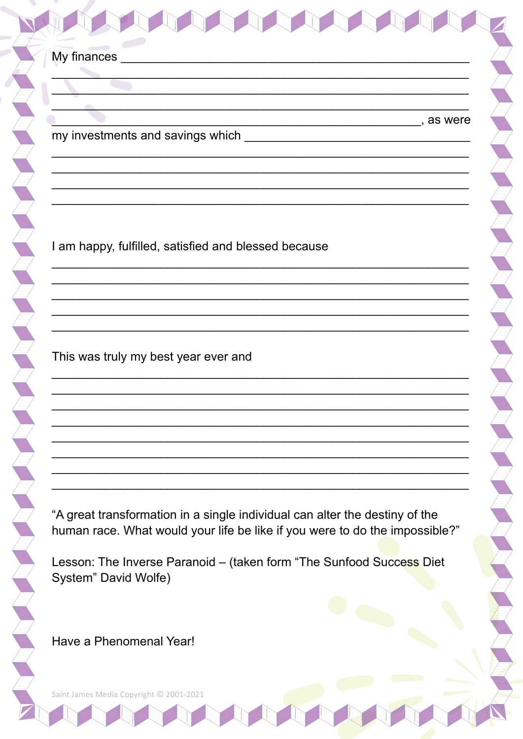My finances ______________________________________________________
________________________________________________________________
________________________________________________________________
________________________________________________________________
_____________________________________________________________, as were
my investments and savings which ____________________________________
________________________________________________________________
________________________________________________________________
________________________________________________________________
________________________________________________________________

I am happy, fulfilled, satisfied and blessed because
________________________________________________________________
________________________________________________________________
________________________________________________________________
________________________________________________________________
________________________________________________________________

This was truly my best year ever and
________________________________________________________________
________________________________________________________________
________________________________________________________________
________________________________________________________________
________________________________________________________________
________________________________________________________________
________________________________________________________________
________________________________________________________________

“A great transformation in a single individual can alter the destiny of the human race. What would your life be like if you were to do the impossible?”

Lesson: The Inverse Paranoid – (taken form “The Sunfood Success Diet System” David Wolfe)

Have a Phenomenal Year!

Saint James Media Copyright © 2001-2021